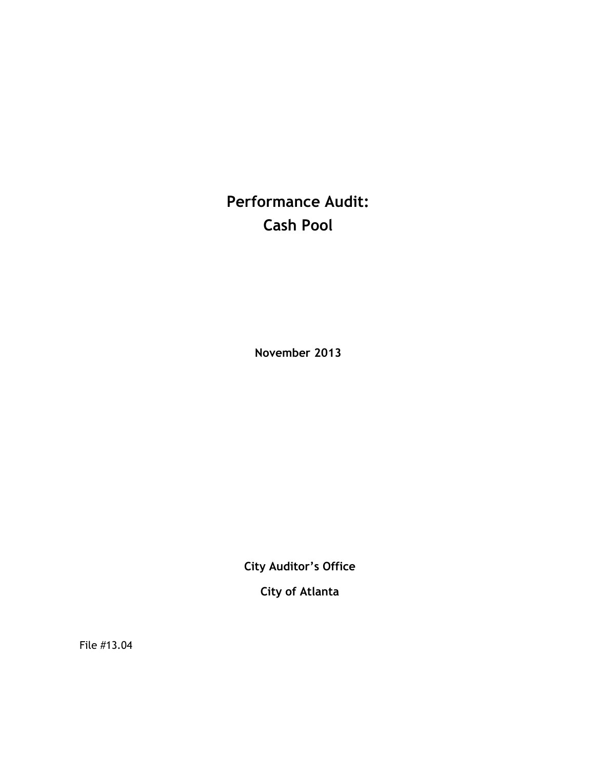# Performance Audit:
# Cash Pool

**November 2013**

**City Auditor's Office**

**City of Atlanta**

File #13.04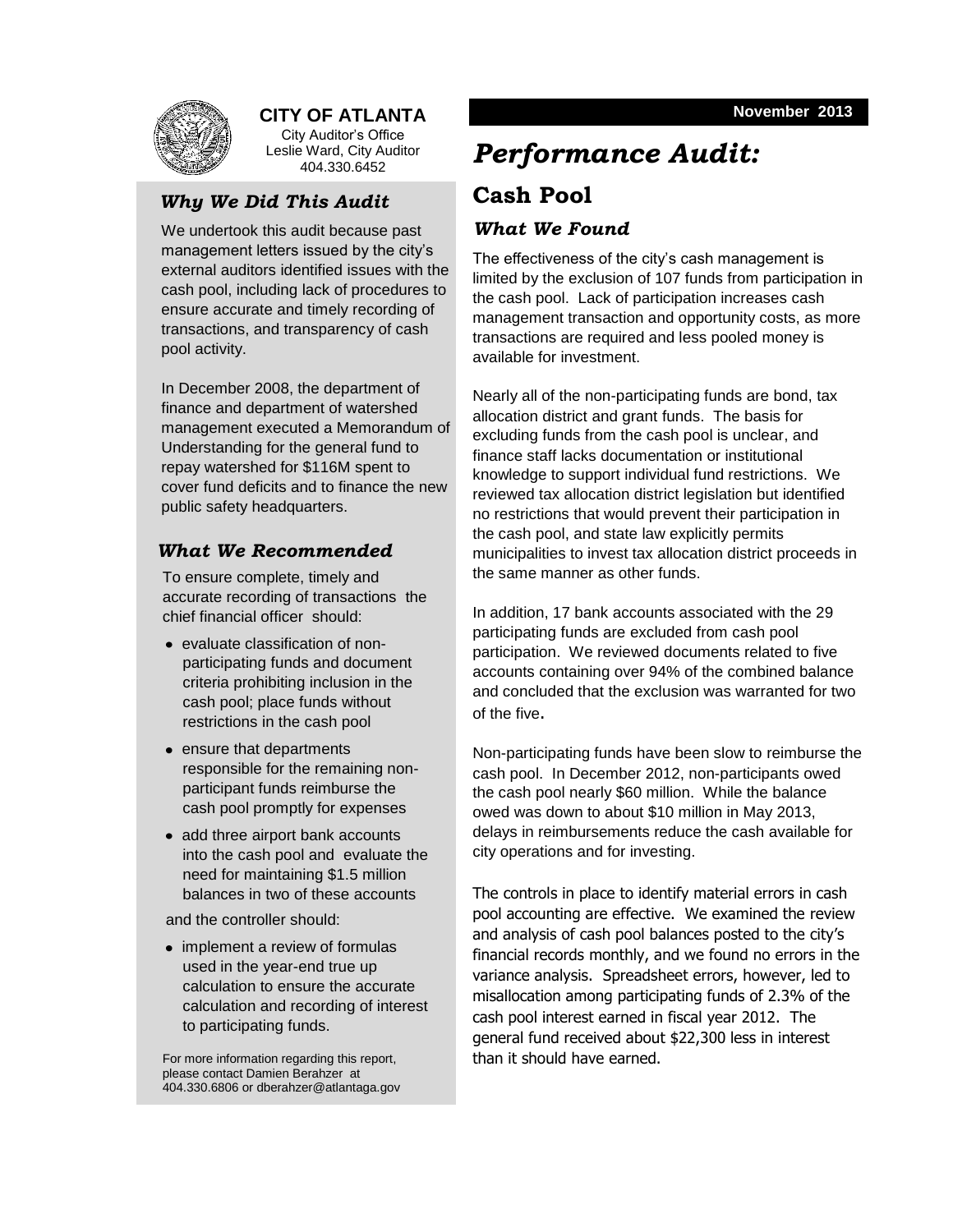**CITY OF ATLANTA**
City Auditor's Office
Leslie Ward, City Auditor
404.330.6452

November 2013

# *Performance Audit:*

## Cash Pool

### *Why We Did This Audit*

We undertook this audit because past management letters issued by the city's external auditors identified issues with the cash pool, including lack of procedures to ensure accurate and timely recording of transactions, and transparency of cash pool activity.

In December 2008, the department of finance and department of watershed management executed a Memorandum of Understanding for the general fund to repay watershed for $116M spent to cover fund deficits and to finance the new public safety headquarters.

### *What We Recommended*

To ensure complete, timely and accurate recording of transactions the chief financial officer should:

- evaluate classification of non-participating funds and document criteria prohibiting inclusion in the cash pool; place funds without restrictions in the cash pool
- ensure that departments responsible for the remaining non-participant funds reimburse the cash pool promptly for expenses
- add three airport bank accounts into the cash pool and evaluate the need for maintaining $1.5 million balances in two of these accounts

and the controller should:

- implement a review of formulas used in the year-end true up calculation to ensure the accurate calculation and recording of interest to participating funds.

For more information regarding this report, please contact Damien Berahzer at 404.330.6806 or dberahzer@atlantaga.gov

### *What We Found*

The effectiveness of the city's cash management is limited by the exclusion of 107 funds from participation in the cash pool. Lack of participation increases cash management transaction and opportunity costs, as more transactions are required and less pooled money is available for investment.

Nearly all of the non-participating funds are bond, tax allocation district and grant funds. The basis for excluding funds from the cash pool is unclear, and finance staff lacks documentation or institutional knowledge to support individual fund restrictions. We reviewed tax allocation district legislation but identified no restrictions that would prevent their participation in the cash pool, and state law explicitly permits municipalities to invest tax allocation district proceeds in the same manner as other funds.

In addition, 17 bank accounts associated with the 29 participating funds are excluded from cash pool participation. We reviewed documents related to five accounts containing over 94% of the combined balance and concluded that the exclusion was warranted for two of the five.

Non-participating funds have been slow to reimburse the cash pool. In December 2012, non-participants owed the cash pool nearly $60 million. While the balance owed was down to about $10 million in May 2013, delays in reimbursements reduce the cash available for city operations and for investing.

The controls in place to identify material errors in cash pool accounting are effective. We examined the review and analysis of cash pool balances posted to the city's financial records monthly, and we found no errors in the variance analysis. Spreadsheet errors, however, led to misallocation among participating funds of 2.3% of the cash pool interest earned in fiscal year 2012. The general fund received about $22,300 less in interest than it should have earned.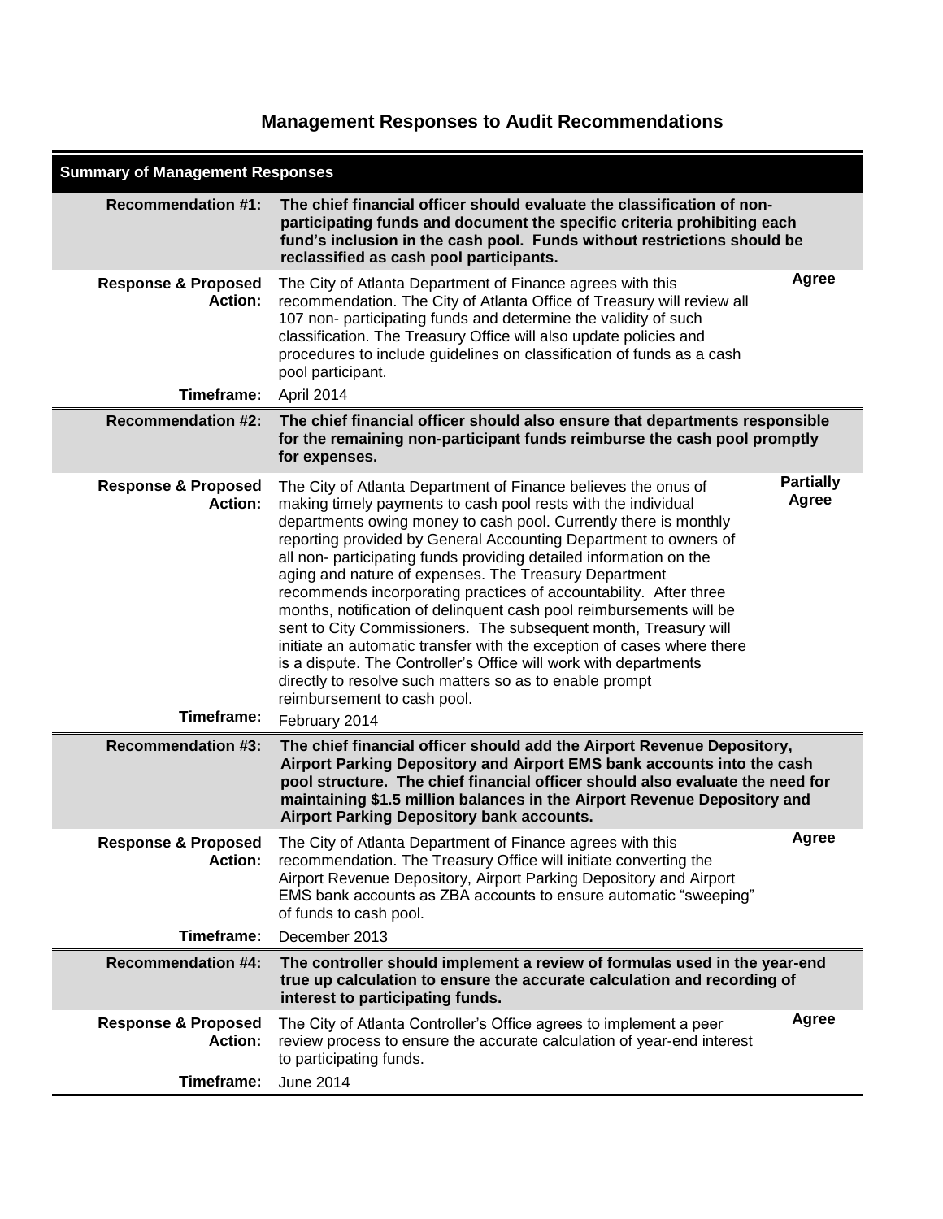## Management Responses to Audit Recommendations

**Summary of Management Responses**

**Recommendation #1:** **The chief financial officer should evaluate the classification of non-participating funds and document the specific criteria prohibiting each fund's inclusion in the cash pool. Funds without restrictions should be reclassified as cash pool participants.**

**Response & Proposed Action:** The City of Atlanta Department of Finance agrees with this recommendation. The City of Atlanta Office of Treasury will review all 107 non- participating funds and determine the validity of such classification. The Treasury Office will also update policies and procedures to include guidelines on classification of funds as a cash pool participant.

**Agree**

**Timeframe:** April 2014

---

**Recommendation #2:** **The chief financial officer should also ensure that departments responsible for the remaining non-participant funds reimburse the cash pool promptly for expenses.**

**Response & Proposed Action:** The City of Atlanta Department of Finance believes the onus of making timely payments to cash pool rests with the individual departments owing money to cash pool. Currently there is monthly reporting provided by General Accounting Department to owners of all non- participating funds providing detailed information on the aging and nature of expenses. The Treasury Department recommends incorporating practices of accountability. After three months, notification of delinquent cash pool reimbursements will be sent to City Commissioners. The subsequent month, Treasury will initiate an automatic transfer with the exception of cases where there is a dispute. The Controller's Office will work with departments directly to resolve such matters so as to enable prompt reimbursement to cash pool.

**Partially Agree**

**Timeframe:** February 2014

---

**Recommendation #3:** **The chief financial officer should add the Airport Revenue Depository, Airport Parking Depository and Airport EMS bank accounts into the cash pool structure. The chief financial officer should also evaluate the need for maintaining $1.5 million balances in the Airport Revenue Depository and Airport Parking Depository bank accounts.**

**Response & Proposed Action:** The City of Atlanta Department of Finance agrees with this recommendation. The Treasury Office will initiate converting the Airport Revenue Depository, Airport Parking Depository and Airport EMS bank accounts as ZBA accounts to ensure automatic "sweeping" of funds to cash pool.

**Agree**

**Timeframe:** December 2013

---

**Recommendation #4:** **The controller should implement a review of formulas used in the year-end true up calculation to ensure the accurate calculation and recording of interest to participating funds.**

**Response & Proposed Action:** The City of Atlanta Controller's Office agrees to implement a peer review process to ensure the accurate calculation of year-end interest to participating funds.

**Agree**

**Timeframe:** June 2014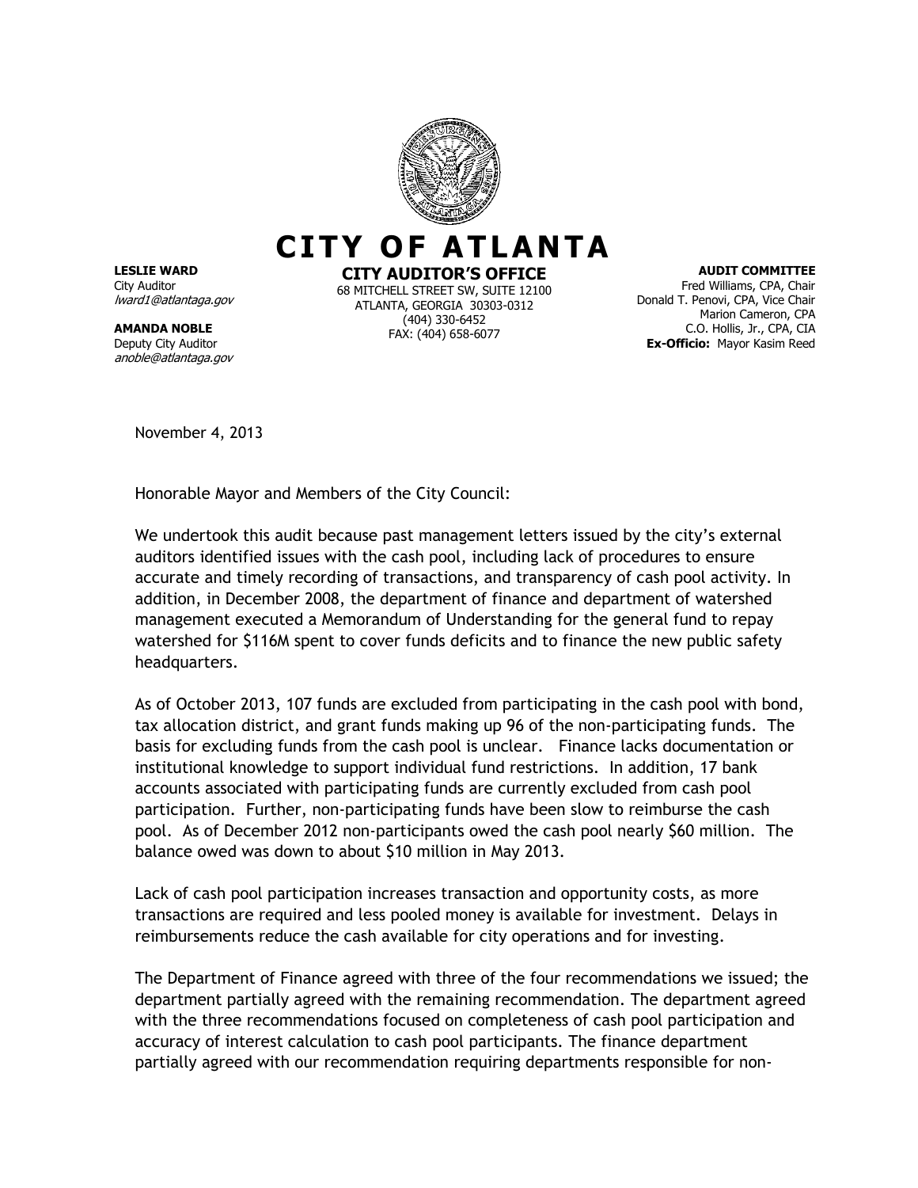# CITY OF ATLANTA

**CITY AUDITOR'S OFFICE**
68 MITCHELL STREET SW, SUITE 12100
ATLANTA, GEORGIA 30303-0312
(404) 330-6452
FAX: (404) 658-6077

**LESLIE WARD**
City Auditor
*lward1@atlantaga.gov*

**AMANDA NOBLE**
Deputy City Auditor
*anoble@atlantaga.gov*

**AUDIT COMMITTEE**
Fred Williams, CPA, Chair
Donald T. Penovi, CPA, Vice Chair
Marion Cameron, CPA
C.O. Hollis, Jr., CPA, CIA
**Ex-Officio:** Mayor Kasim Reed

November 4, 2013

Honorable Mayor and Members of the City Council:

We undertook this audit because past management letters issued by the city's external auditors identified issues with the cash pool, including lack of procedures to ensure accurate and timely recording of transactions, and transparency of cash pool activity. In addition, in December 2008, the department of finance and department of watershed management executed a Memorandum of Understanding for the general fund to repay watershed for $116M spent to cover funds deficits and to finance the new public safety headquarters.

As of October 2013, 107 funds are excluded from participating in the cash pool with bond, tax allocation district, and grant funds making up 96 of the non-participating funds. The basis for excluding funds from the cash pool is unclear. Finance lacks documentation or institutional knowledge to support individual fund restrictions. In addition, 17 bank accounts associated with participating funds are currently excluded from cash pool participation. Further, non-participating funds have been slow to reimburse the cash pool. As of December 2012 non-participants owed the cash pool nearly $60 million. The balance owed was down to about $10 million in May 2013.

Lack of cash pool participation increases transaction and opportunity costs, as more transactions are required and less pooled money is available for investment. Delays in reimbursements reduce the cash available for city operations and for investing.

The Department of Finance agreed with three of the four recommendations we issued; the department partially agreed with the remaining recommendation. The department agreed with the three recommendations focused on completeness of cash pool participation and accuracy of interest calculation to cash pool participants. The finance department partially agreed with our recommendation requiring departments responsible for non-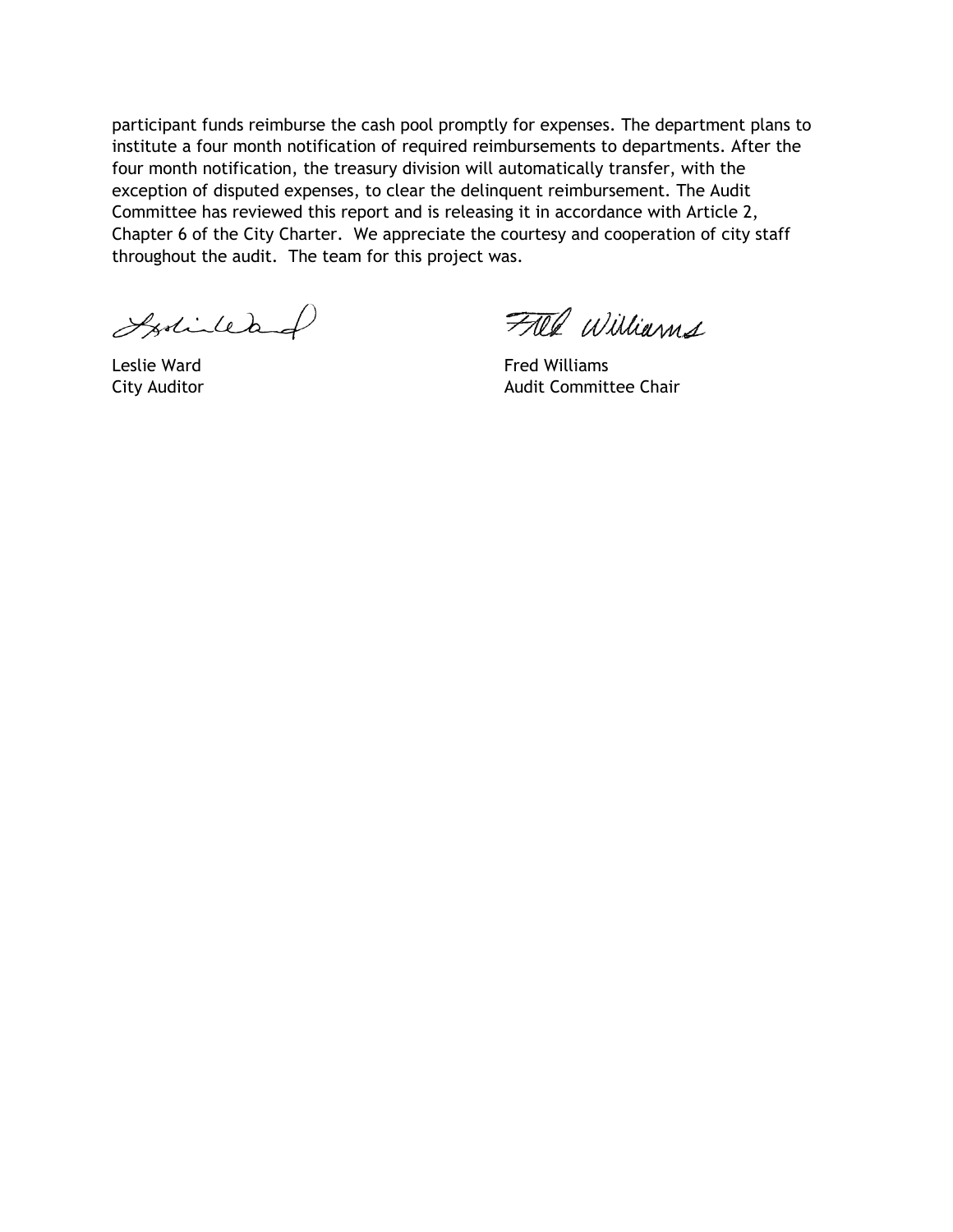participant funds reimburse the cash pool promptly for expenses. The department plans to institute a four month notification of required reimbursements to departments. After the four month notification, the treasury division will automatically transfer, with the exception of disputed expenses, to clear the delinquent reimbursement. The Audit Committee has reviewed this report and is releasing it in accordance with Article 2, Chapter 6 of the City Charter. We appreciate the courtesy and cooperation of city staff throughout the audit. The team for this project was.

| | |
|---|---|
| Leslie Ward | Fred Williams |
| City Auditor | Audit Committee Chair |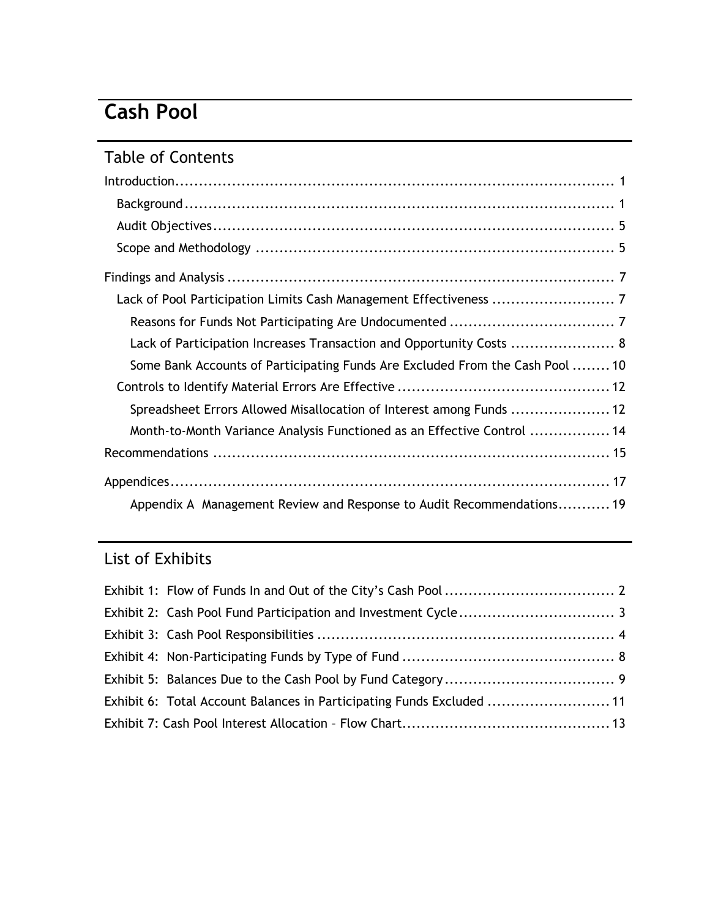# Cash Pool

## Table of Contents

Introduction ........................................................................................ 1
- Background ........................................................................................ 1
- Audit Objectives ................................................................................ 5
- Scope and Methodology ...................................................................... 5

Findings and Analysis ............................................................................ 7
- Lack of Pool Participation Limits Cash Management Effectiveness .......................... 7
  - Reasons for Funds Not Participating Are Undocumented .................................. 7
  - Lack of Participation Increases Transaction and Opportunity Costs ...................... 8
  - Some Bank Accounts of Participating Funds Are Excluded From the Cash Pool ........ 10
- Controls to Identify Material Errors Are Effective ............................................ 12
  - Spreadsheet Errors Allowed Misallocation of Interest among Funds ..................... 12
  - Month-to-Month Variance Analysis Functioned as an Effective Control ................. 14

Recommendations ................................................................................ 15

Appendices ........................................................................................ 17
- Appendix A Management Review and Response to Audit Recommendations ........... 19

## List of Exhibits

Exhibit 1: Flow of Funds In and Out of the City's Cash Pool .................................... 2
Exhibit 2: Cash Pool Fund Participation and Investment Cycle ................................. 3
Exhibit 3: Cash Pool Responsibilities ............................................................... 4
Exhibit 4: Non-Participating Funds by Type of Fund ............................................ 8
Exhibit 5: Balances Due to the Cash Pool by Fund Category .................................... 9
Exhibit 6: Total Account Balances in Participating Funds Excluded .......................... 11
Exhibit 7: Cash Pool Interest Allocation – Flow Chart ............................................ 13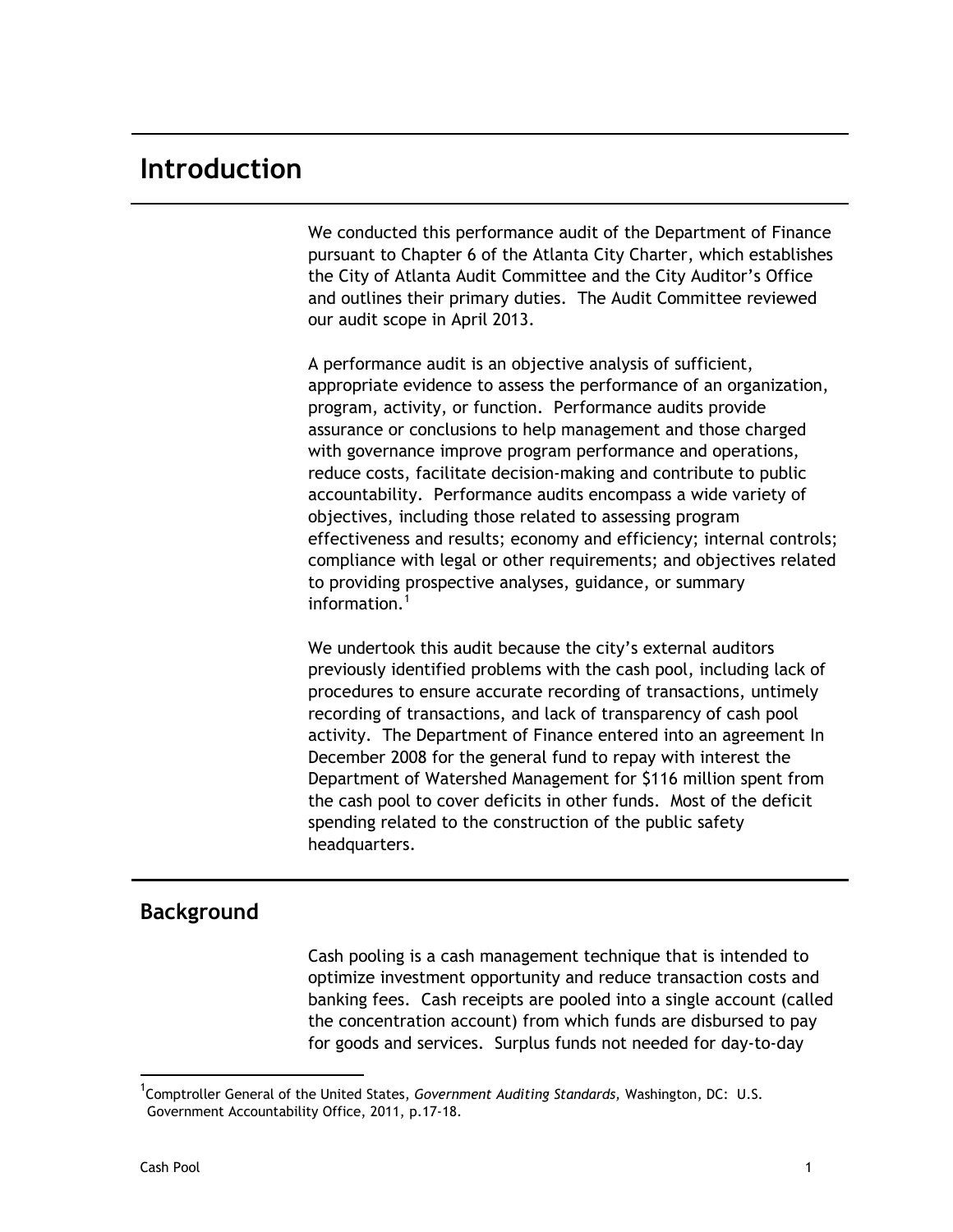# Introduction

We conducted this performance audit of the Department of Finance pursuant to Chapter 6 of the Atlanta City Charter, which establishes the City of Atlanta Audit Committee and the City Auditor's Office and outlines their primary duties. The Audit Committee reviewed our audit scope in April 2013.

A performance audit is an objective analysis of sufficient, appropriate evidence to assess the performance of an organization, program, activity, or function. Performance audits provide assurance or conclusions to help management and those charged with governance improve program performance and operations, reduce costs, facilitate decision-making and contribute to public accountability. Performance audits encompass a wide variety of objectives, including those related to assessing program effectiveness and results; economy and efficiency; internal controls; compliance with legal or other requirements; and objectives related to providing prospective analyses, guidance, or summary information.[1]

We undertook this audit because the city's external auditors previously identified problems with the cash pool, including lack of procedures to ensure accurate recording of transactions, untimely recording of transactions, and lack of transparency of cash pool activity. The Department of Finance entered into an agreement In December 2008 for the general fund to repay with interest the Department of Watershed Management for $116 million spent from the cash pool to cover deficits in other funds. Most of the deficit spending related to the construction of the public safety headquarters.

## Background

Cash pooling is a cash management technique that is intended to optimize investment opportunity and reduce transaction costs and banking fees. Cash receipts are pooled into a single account (called the concentration account) from which funds are disbursed to pay for goods and services. Surplus funds not needed for day-to-day

[1] Comptroller General of the United States, *Government Auditing Standards,* Washington, DC: U.S. Government Accountability Office, 2011, p.17-18.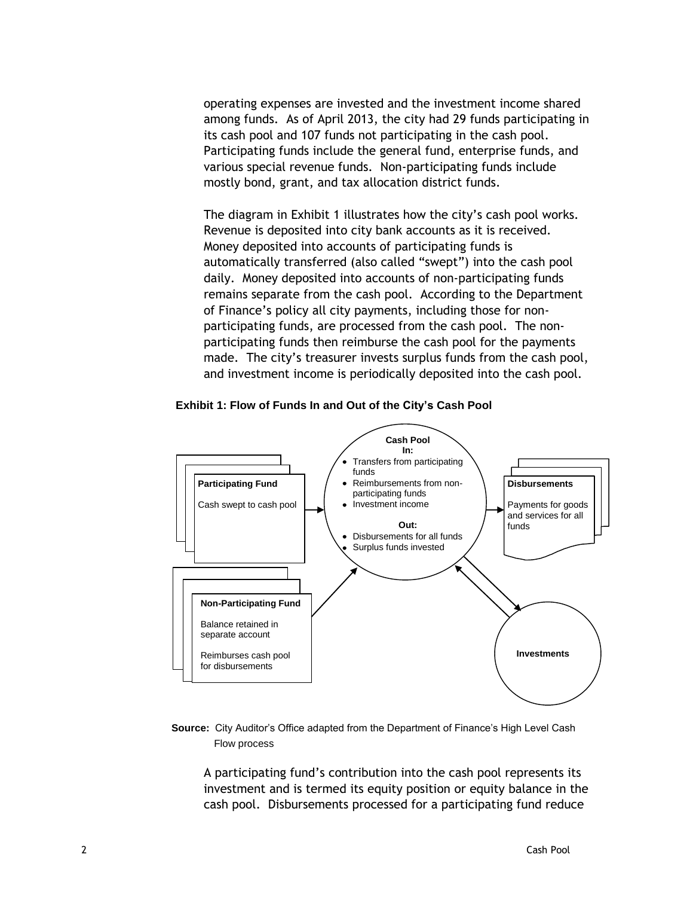operating expenses are invested and the investment income shared among funds. As of April 2013, the city had 29 funds participating in its cash pool and 107 funds not participating in the cash pool. Participating funds include the general fund, enterprise funds, and various special revenue funds. Non-participating funds include mostly bond, grant, and tax allocation district funds.

The diagram in Exhibit 1 illustrates how the city's cash pool works. Revenue is deposited into city bank accounts as it is received. Money deposited into accounts of participating funds is automatically transferred (also called "swept") into the cash pool daily. Money deposited into accounts of non-participating funds remains separate from the cash pool. According to the Department of Finance's policy all city payments, including those for non-participating funds, are processed from the cash pool. The non-participating funds then reimburse the cash pool for the payments made. The city's treasurer invests surplus funds from the cash pool, and investment income is periodically deposited into the cash pool.

**Exhibit 1: Flow of Funds In and Out of the City's Cash Pool**

**Participating Fund**

Cash swept to cash pool

**Cash Pool**

**In:**

- Transfers from participating funds
- Reimbursements from non-participating funds
- Investment income

**Out:**

- Disbursements for all funds
- Surplus funds invested

**Disbursements**

Payments for goods and services for all funds

**Non-Participating Fund**

Balance retained in separate account

Reimburses cash pool for disbursements

**Investments**

**Source:** City Auditor's Office adapted from the Department of Finance's High Level Cash Flow process

A participating fund's contribution into the cash pool represents its investment and is termed its equity position or equity balance in the cash pool. Disbursements processed for a participating fund reduce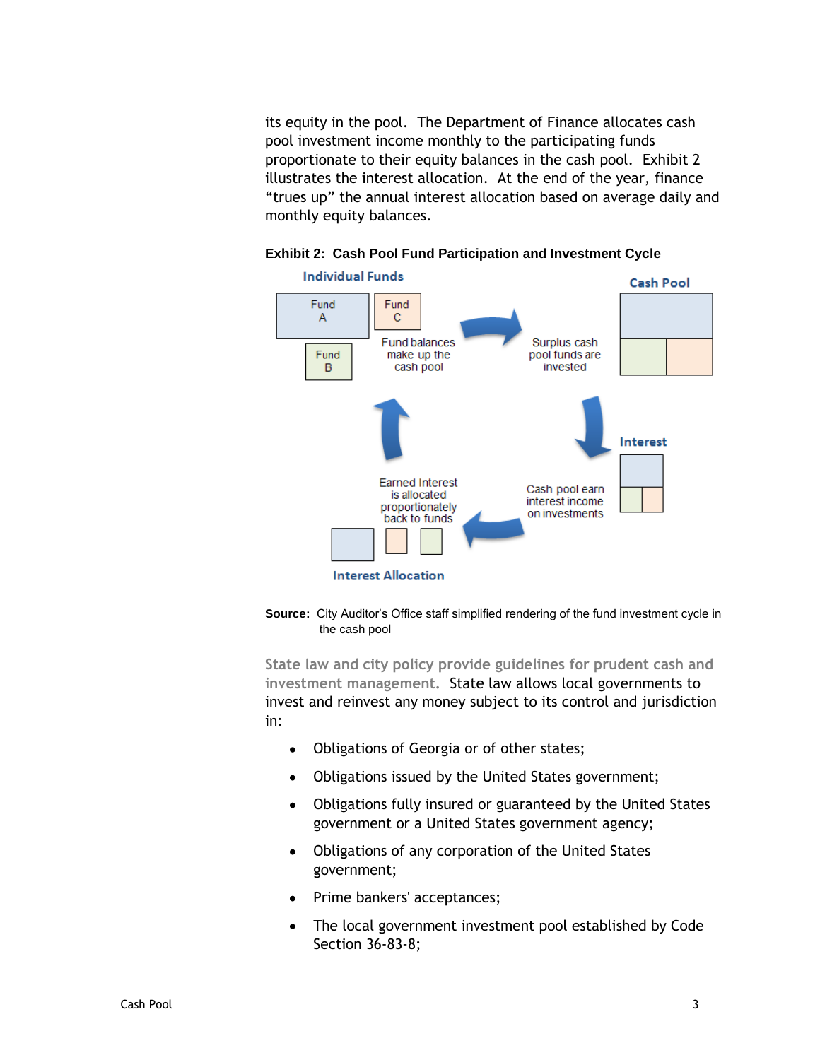its equity in the pool. The Department of Finance allocates cash pool investment income monthly to the participating funds proportionate to their equity balances in the cash pool. Exhibit 2 illustrates the interest allocation. At the end of the year, finance "trues up" the annual interest allocation based on average daily and monthly equity balances.

**Exhibit 2: Cash Pool Fund Participation and Investment Cycle**

Individual Funds

Fund A | Fund B | Fund C

Fund balances make up the cash pool

Surplus cash pool funds are invested

Cash Pool

Interest

Cash pool earn interest income on investments

Earned Interest is allocated proportionately back to funds

Interest Allocation

**Source:** City Auditor's Office staff simplified rendering of the fund investment cycle in the cash pool

**State law and city policy provide guidelines for prudent cash and investment management.** State law allows local governments to invest and reinvest any money subject to its control and jurisdiction in:

- Obligations of Georgia or of other states;
- Obligations issued by the United States government;
- Obligations fully insured or guaranteed by the United States government or a United States government agency;
- Obligations of any corporation of the United States government;
- Prime bankers' acceptances;
- The local government investment pool established by Code Section 36-83-8;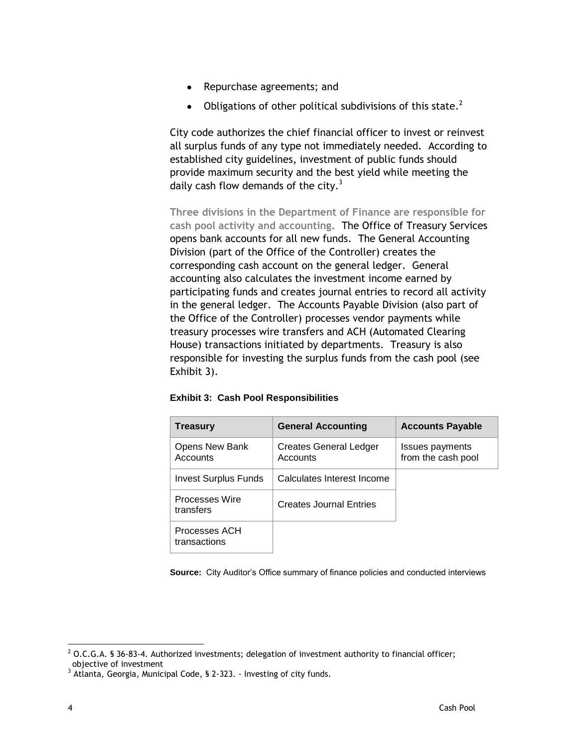- Repurchase agreements; and
- Obligations of other political subdivisions of this state.[2]

City code authorizes the chief financial officer to invest or reinvest all surplus funds of any type not immediately needed. According to established city guidelines, investment of public funds should provide maximum security and the best yield while meeting the daily cash flow demands of the city.[3]

**Three divisions in the Department of Finance are responsible for cash pool activity and accounting.** The Office of Treasury Services opens bank accounts for all new funds. The General Accounting Division (part of the Office of the Controller) creates the corresponding cash account on the general ledger. General accounting also calculates the investment income earned by participating funds and creates journal entries to record all activity in the general ledger. The Accounts Payable Division (also part of the Office of the Controller) processes vendor payments while treasury processes wire transfers and ACH (Automated Clearing House) transactions initiated by departments. Treasury is also responsible for investing the surplus funds from the cash pool (see Exhibit 3).

**Exhibit 3: Cash Pool Responsibilities**

| Treasury | General Accounting | Accounts Payable |
|---|---|---|
| Opens New Bank Accounts | Creates General Ledger Accounts | Issues payments from the cash pool |
| Invest Surplus Funds | Calculates Interest Income | |
| Processes Wire transfers | Creates Journal Entries | |
| Processes ACH transactions | | |

**Source:** City Auditor's Office summary of finance policies and conducted interviews

---

[2] O.C.G.A. § 36-83-4. Authorized investments; delegation of investment authority to financial officer; objective of investment

[3] Atlanta, Georgia, Municipal Code, § 2-323. - Investing of city funds.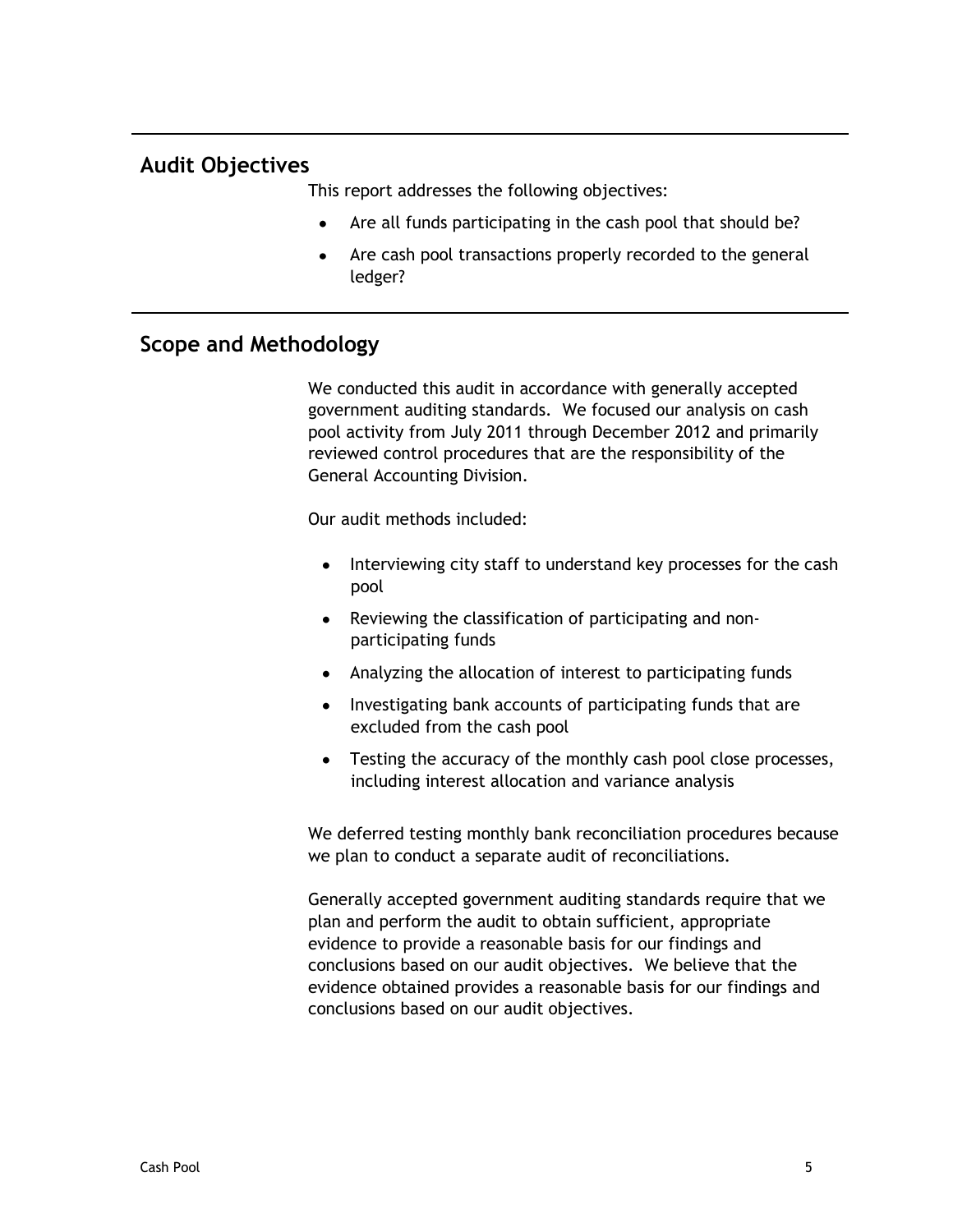## Audit Objectives

This report addresses the following objectives:

- Are all funds participating in the cash pool that should be?
- Are cash pool transactions properly recorded to the general ledger?

## Scope and Methodology

We conducted this audit in accordance with generally accepted government auditing standards. We focused our analysis on cash pool activity from July 2011 through December 2012 and primarily reviewed control procedures that are the responsibility of the General Accounting Division.

Our audit methods included:

- Interviewing city staff to understand key processes for the cash pool
- Reviewing the classification of participating and non-participating funds
- Analyzing the allocation of interest to participating funds
- Investigating bank accounts of participating funds that are excluded from the cash pool
- Testing the accuracy of the monthly cash pool close processes, including interest allocation and variance analysis

We deferred testing monthly bank reconciliation procedures because we plan to conduct a separate audit of reconciliations.

Generally accepted government auditing standards require that we plan and perform the audit to obtain sufficient, appropriate evidence to provide a reasonable basis for our findings and conclusions based on our audit objectives. We believe that the evidence obtained provides a reasonable basis for our findings and conclusions based on our audit objectives.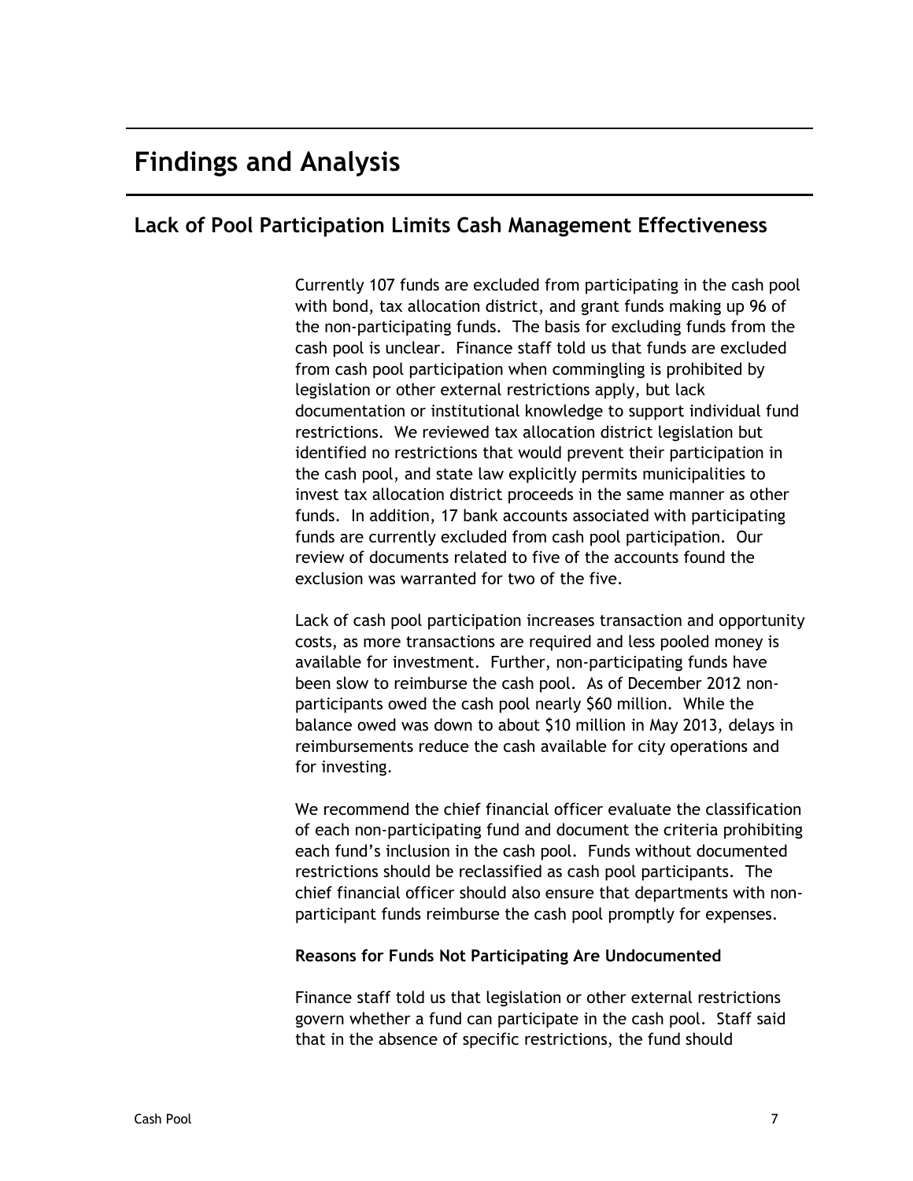# Findings and Analysis

## Lack of Pool Participation Limits Cash Management Effectiveness

Currently 107 funds are excluded from participating in the cash pool with bond, tax allocation district, and grant funds making up 96 of the non-participating funds. The basis for excluding funds from the cash pool is unclear. Finance staff told us that funds are excluded from cash pool participation when commingling is prohibited by legislation or other external restrictions apply, but lack documentation or institutional knowledge to support individual fund restrictions. We reviewed tax allocation district legislation but identified no restrictions that would prevent their participation in the cash pool, and state law explicitly permits municipalities to invest tax allocation district proceeds in the same manner as other funds. In addition, 17 bank accounts associated with participating funds are currently excluded from cash pool participation. Our review of documents related to five of the accounts found the exclusion was warranted for two of the five.

Lack of cash pool participation increases transaction and opportunity costs, as more transactions are required and less pooled money is available for investment. Further, non-participating funds have been slow to reimburse the cash pool. As of December 2012 non-participants owed the cash pool nearly $60 million. While the balance owed was down to about $10 million in May 2013, delays in reimbursements reduce the cash available for city operations and for investing.

We recommend the chief financial officer evaluate the classification of each non-participating fund and document the criteria prohibiting each fund's inclusion in the cash pool. Funds without documented restrictions should be reclassified as cash pool participants. The chief financial officer should also ensure that departments with non-participant funds reimburse the cash pool promptly for expenses.

### Reasons for Funds Not Participating Are Undocumented

Finance staff told us that legislation or other external restrictions govern whether a fund can participate in the cash pool. Staff said that in the absence of specific restrictions, the fund should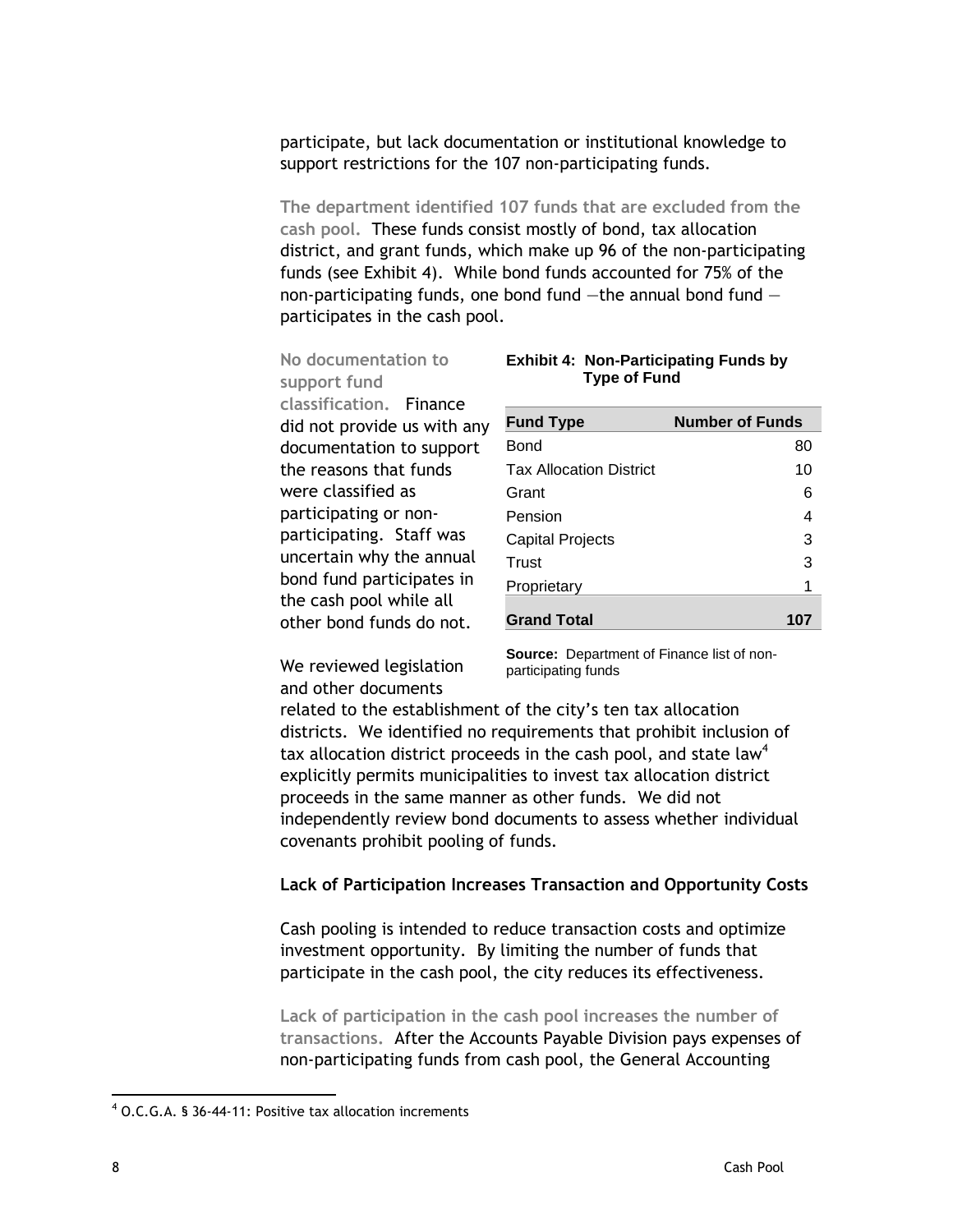participate, but lack documentation or institutional knowledge to support restrictions for the 107 non-participating funds.

**The department identified 107 funds that are excluded from the cash pool.** These funds consist mostly of bond, tax allocation district, and grant funds, which make up 96 of the non-participating funds (see Exhibit 4). While bond funds accounted for 75% of the non-participating funds, one bond fund —the annual bond fund — participates in the cash pool.

**No documentation to support fund classification.** Finance did not provide us with any documentation to support the reasons that funds were classified as participating or non-participating. Staff was uncertain why the annual bond fund participates in the cash pool while all other bond funds do not.

**Exhibit 4: Non-Participating Funds by Type of Fund**

| Fund Type | Number of Funds |
|---|---|
| Bond | 80 |
| Tax Allocation District | 10 |
| Grant | 6 |
| Pension | 4 |
| Capital Projects | 3 |
| Trust | 3 |
| Proprietary | 1 |
| **Grand Total** | **107** |

**Source:** Department of Finance list of non-participating funds

We reviewed legislation and other documents related to the establishment of the city's ten tax allocation districts. We identified no requirements that prohibit inclusion of tax allocation district proceeds in the cash pool, and state law[4] explicitly permits municipalities to invest tax allocation district proceeds in the same manner as other funds. We did not independently review bond documents to assess whether individual covenants prohibit pooling of funds.

### Lack of Participation Increases Transaction and Opportunity Costs

Cash pooling is intended to reduce transaction costs and optimize investment opportunity. By limiting the number of funds that participate in the cash pool, the city reduces its effectiveness.

**Lack of participation in the cash pool increases the number of transactions.** After the Accounts Payable Division pays expenses of non-participating funds from cash pool, the General Accounting

[4] O.C.G.A. § 36-44-11: Positive tax allocation increments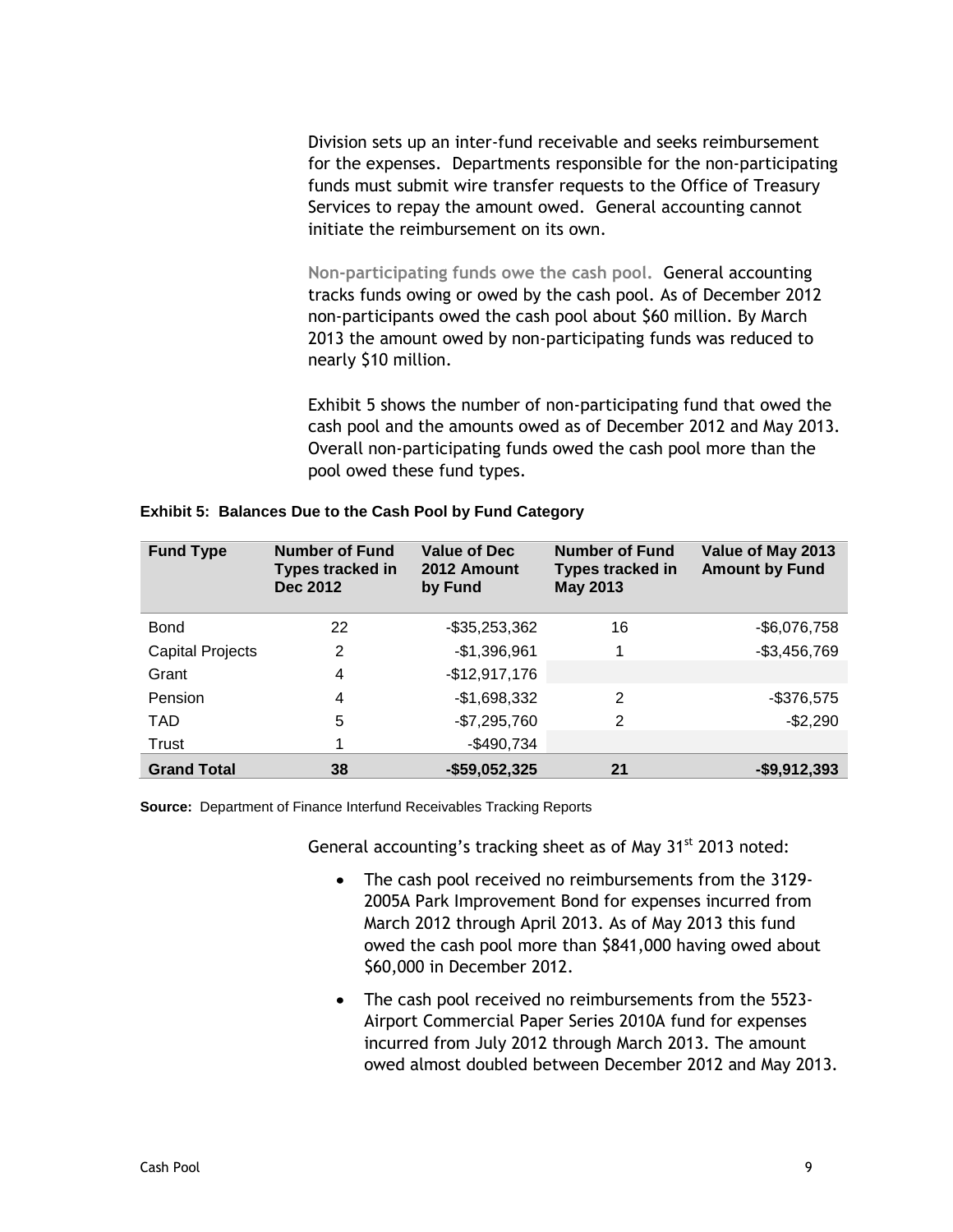Division sets up an inter-fund receivable and seeks reimbursement for the expenses. Departments responsible for the non-participating funds must submit wire transfer requests to the Office of Treasury Services to repay the amount owed. General accounting cannot initiate the reimbursement on its own.

**Non-participating funds owe the cash pool.** General accounting tracks funds owing or owed by the cash pool. As of December 2012 non-participants owed the cash pool about $60 million. By March 2013 the amount owed by non-participating funds was reduced to nearly $10 million.

Exhibit 5 shows the number of non-participating fund that owed the cash pool and the amounts owed as of December 2012 and May 2013. Overall non-participating funds owed the cash pool more than the pool owed these fund types.

**Exhibit 5: Balances Due to the Cash Pool by Fund Category**

| Fund Type | Number of Fund Types tracked in Dec 2012 | Value of Dec 2012 Amount by Fund | Number of Fund Types tracked in May 2013 | Value of May 2013 Amount by Fund |
|---|---|---|---|---|
| Bond | 22 | -$35,253,362 | 16 | -$6,076,758 |
| Capital Projects | 2 | -$1,396,961 | 1 | -$3,456,769 |
| Grant | 4 | -$12,917,176 | | |
| Pension | 4 | -$1,698,332 | 2 | -$376,575 |
| TAD | 5 | -$7,295,760 | 2 | -$2,290 |
| Trust | 1 | -$490,734 | | |
| **Grand Total** | **38** | **-$59,052,325** | **21** | **-$9,912,393** |

**Source:** Department of Finance Interfund Receivables Tracking Reports

General accounting's tracking sheet as of May 31st 2013 noted:

- The cash pool received no reimbursements from the 3129-2005A Park Improvement Bond for expenses incurred from March 2012 through April 2013. As of May 2013 this fund owed the cash pool more than $841,000 having owed about $60,000 in December 2012.
- The cash pool received no reimbursements from the 5523-Airport Commercial Paper Series 2010A fund for expenses incurred from July 2012 through March 2013. The amount owed almost doubled between December 2012 and May 2013.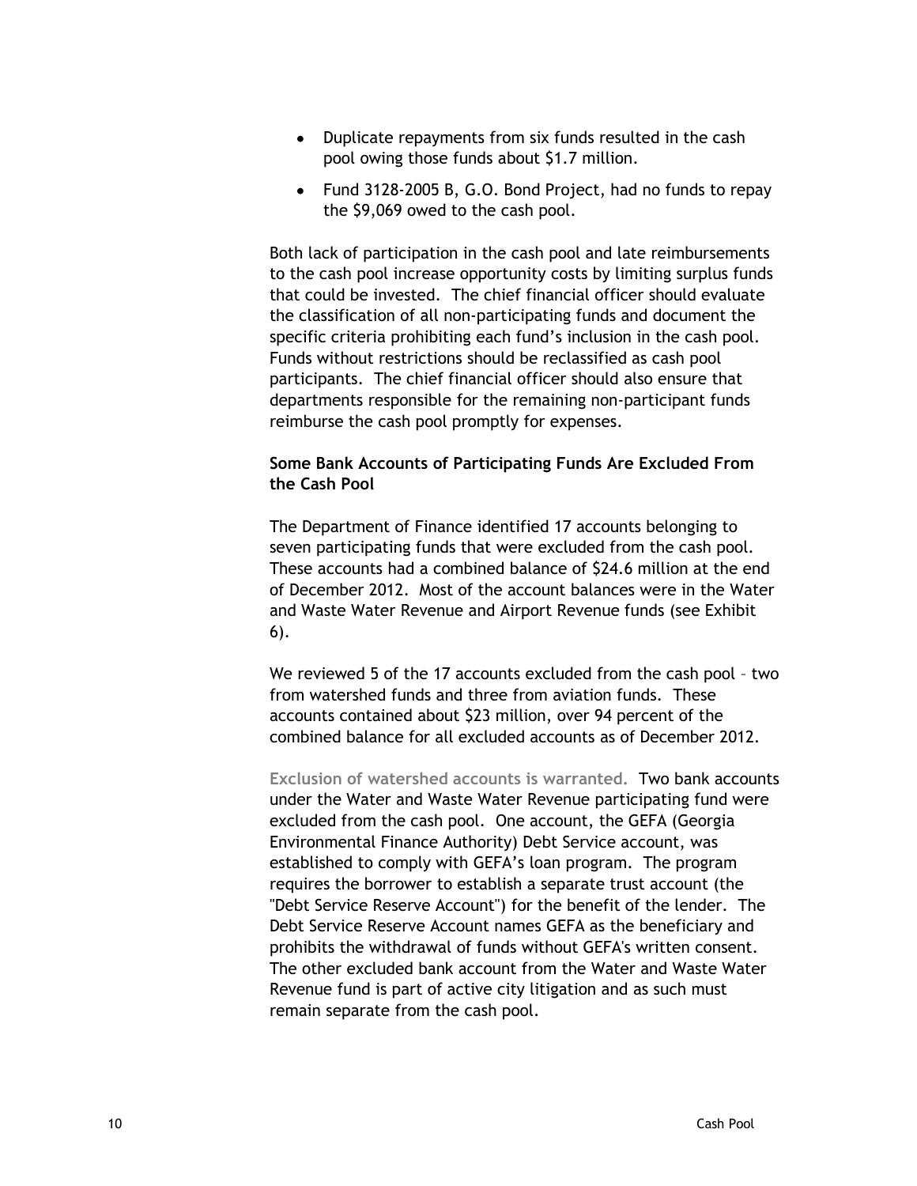- Duplicate repayments from six funds resulted in the cash pool owing those funds about $1.7 million.
- Fund 3128-2005 B, G.O. Bond Project, had no funds to repay the $9,069 owed to the cash pool.

Both lack of participation in the cash pool and late reimbursements to the cash pool increase opportunity costs by limiting surplus funds that could be invested. The chief financial officer should evaluate the classification of all non-participating funds and document the specific criteria prohibiting each fund's inclusion in the cash pool. Funds without restrictions should be reclassified as cash pool participants. The chief financial officer should also ensure that departments responsible for the remaining non-participant funds reimburse the cash pool promptly for expenses.

### Some Bank Accounts of Participating Funds Are Excluded From the Cash Pool

The Department of Finance identified 17 accounts belonging to seven participating funds that were excluded from the cash pool. These accounts had a combined balance of $24.6 million at the end of December 2012. Most of the account balances were in the Water and Waste Water Revenue and Airport Revenue funds (see Exhibit 6).

We reviewed 5 of the 17 accounts excluded from the cash pool – two from watershed funds and three from aviation funds. These accounts contained about $23 million, over 94 percent of the combined balance for all excluded accounts as of December 2012.

**Exclusion of watershed accounts is warranted.** Two bank accounts under the Water and Waste Water Revenue participating fund were excluded from the cash pool. One account, the GEFA (Georgia Environmental Finance Authority) Debt Service account, was established to comply with GEFA's loan program. The program requires the borrower to establish a separate trust account (the "Debt Service Reserve Account") for the benefit of the lender. The Debt Service Reserve Account names GEFA as the beneficiary and prohibits the withdrawal of funds without GEFA's written consent. The other excluded bank account from the Water and Waste Water Revenue fund is part of active city litigation and as such must remain separate from the cash pool.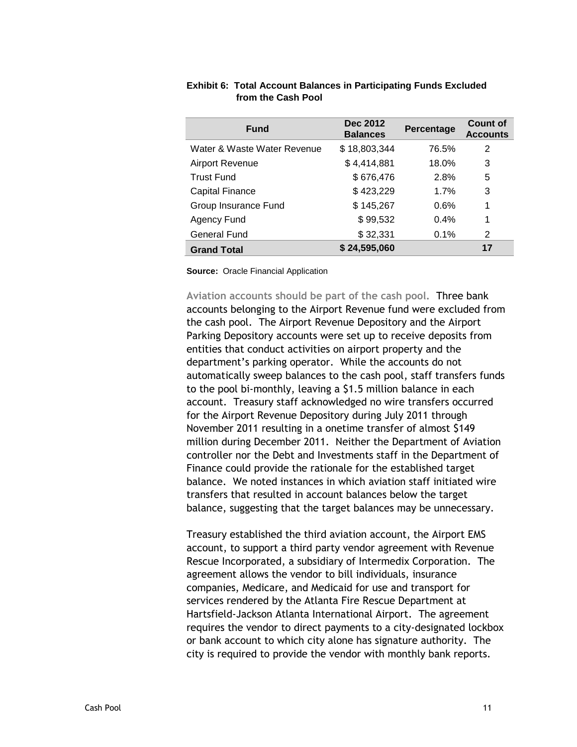**Exhibit 6: Total Account Balances in Participating Funds Excluded from the Cash Pool**

| Fund | Dec 2012 Balances | Percentage | Count of Accounts |
|---|---|---|---|
| Water & Waste Water Revenue | $ 18,803,344 | 76.5% | 2 |
| Airport Revenue | $ 4,414,881 | 18.0% | 3 |
| Trust Fund | $ 676,476 | 2.8% | 5 |
| Capital Finance | $ 423,229 | 1.7% | 3 |
| Group Insurance Fund | $ 145,267 | 0.6% | 1 |
| Agency Fund | $ 99,532 | 0.4% | 1 |
| General Fund | $ 32,331 | 0.1% | 2 |
| **Grand Total** | **$ 24,595,060** | | **17** |

**Source:** Oracle Financial Application

**Aviation accounts should be part of the cash pool.** Three bank accounts belonging to the Airport Revenue fund were excluded from the cash pool. The Airport Revenue Depository and the Airport Parking Depository accounts were set up to receive deposits from entities that conduct activities on airport property and the department's parking operator. While the accounts do not automatically sweep balances to the cash pool, staff transfers funds to the pool bi-monthly, leaving a $1.5 million balance in each account. Treasury staff acknowledged no wire transfers occurred for the Airport Revenue Depository during July 2011 through November 2011 resulting in a onetime transfer of almost $149 million during December 2011. Neither the Department of Aviation controller nor the Debt and Investments staff in the Department of Finance could provide the rationale for the established target balance. We noted instances in which aviation staff initiated wire transfers that resulted in account balances below the target balance, suggesting that the target balances may be unnecessary.

Treasury established the third aviation account, the Airport EMS account, to support a third party vendor agreement with Revenue Rescue Incorporated, a subsidiary of Intermedix Corporation. The agreement allows the vendor to bill individuals, insurance companies, Medicare, and Medicaid for use and transport for services rendered by the Atlanta Fire Rescue Department at Hartsfield-Jackson Atlanta International Airport. The agreement requires the vendor to direct payments to a city-designated lockbox or bank account to which city alone has signature authority. The city is required to provide the vendor with monthly bank reports.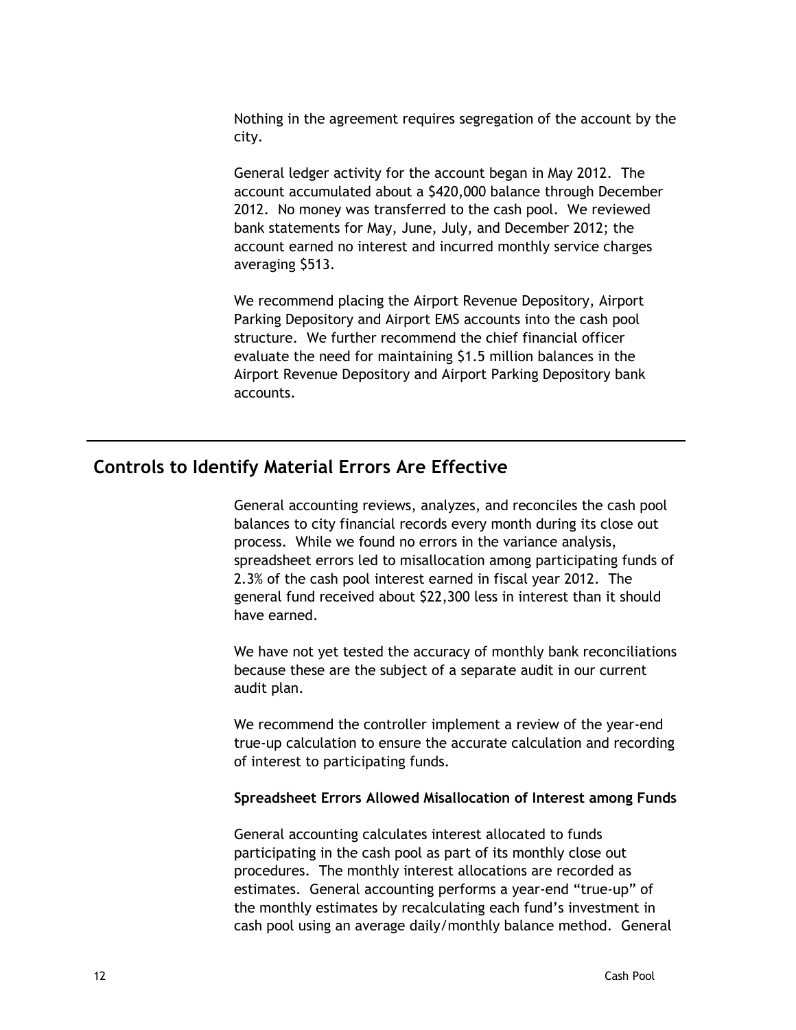Nothing in the agreement requires segregation of the account by the city.

General ledger activity for the account began in May 2012. The account accumulated about a $420,000 balance through December 2012. No money was transferred to the cash pool. We reviewed bank statements for May, June, July, and December 2012; the account earned no interest and incurred monthly service charges averaging $513.

We recommend placing the Airport Revenue Depository, Airport Parking Depository and Airport EMS accounts into the cash pool structure. We further recommend the chief financial officer evaluate the need for maintaining $1.5 million balances in the Airport Revenue Depository and Airport Parking Depository bank accounts.

## Controls to Identify Material Errors Are Effective

General accounting reviews, analyzes, and reconciles the cash pool balances to city financial records every month during its close out process. While we found no errors in the variance analysis, spreadsheet errors led to misallocation among participating funds of 2.3% of the cash pool interest earned in fiscal year 2012. The general fund received about $22,300 less in interest than it should have earned.

We have not yet tested the accuracy of monthly bank reconciliations because these are the subject of a separate audit in our current audit plan.

We recommend the controller implement a review of the year-end true-up calculation to ensure the accurate calculation and recording of interest to participating funds.

**Spreadsheet Errors Allowed Misallocation of Interest among Funds**

General accounting calculates interest allocated to funds participating in the cash pool as part of its monthly close out procedures. The monthly interest allocations are recorded as estimates. General accounting performs a year-end "true-up" of the monthly estimates by recalculating each fund's investment in cash pool using an average daily/monthly balance method. General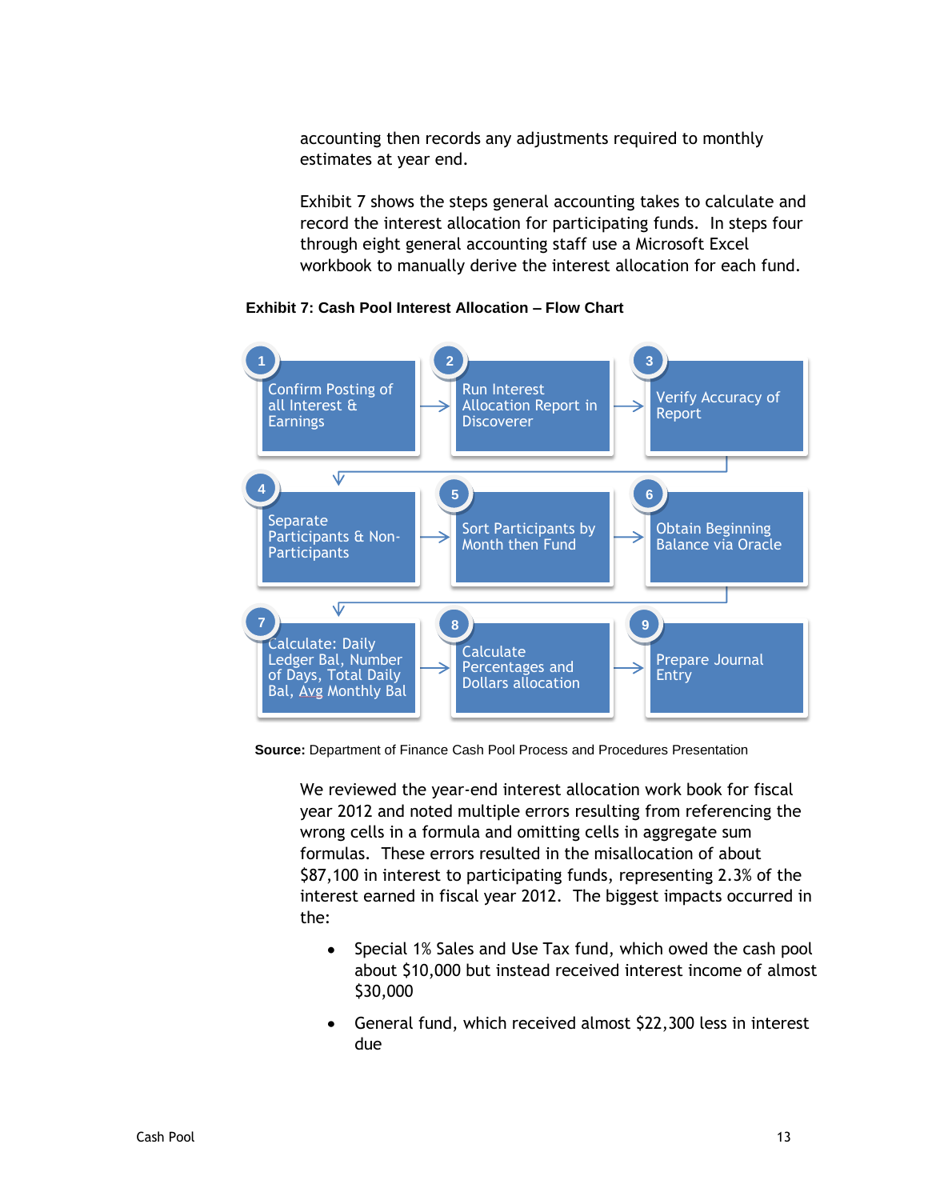accounting then records any adjustments required to monthly estimates at year end.

Exhibit 7 shows the steps general accounting takes to calculate and record the interest allocation for participating funds. In steps four through eight general accounting staff use a Microsoft Excel workbook to manually derive the interest allocation for each fund.

**Exhibit 7: Cash Pool Interest Allocation – Flow Chart**

1. Confirm Posting of all Interest & Earnings
2. Run Interest Allocation Report in Discoverer
3. Verify Accuracy of Report
4. Separate Participants & Non-Participants
5. Sort Participants by Month then Fund
6. Obtain Beginning Balance via Oracle
7. Calculate: Daily Ledger Bal, Number of Days, Total Daily Bal, Avg Monthly Bal
8. Calculate Percentages and Dollars allocation
9. Prepare Journal Entry

**Source:** Department of Finance Cash Pool Process and Procedures Presentation

We reviewed the year-end interest allocation work book for fiscal year 2012 and noted multiple errors resulting from referencing the wrong cells in a formula and omitting cells in aggregate sum formulas. These errors resulted in the misallocation of about $87,100 in interest to participating funds, representing 2.3% of the interest earned in fiscal year 2012. The biggest impacts occurred in the:

- Special 1% Sales and Use Tax fund, which owed the cash pool about $10,000 but instead received interest income of almost $30,000
- General fund, which received almost $22,300 less in interest due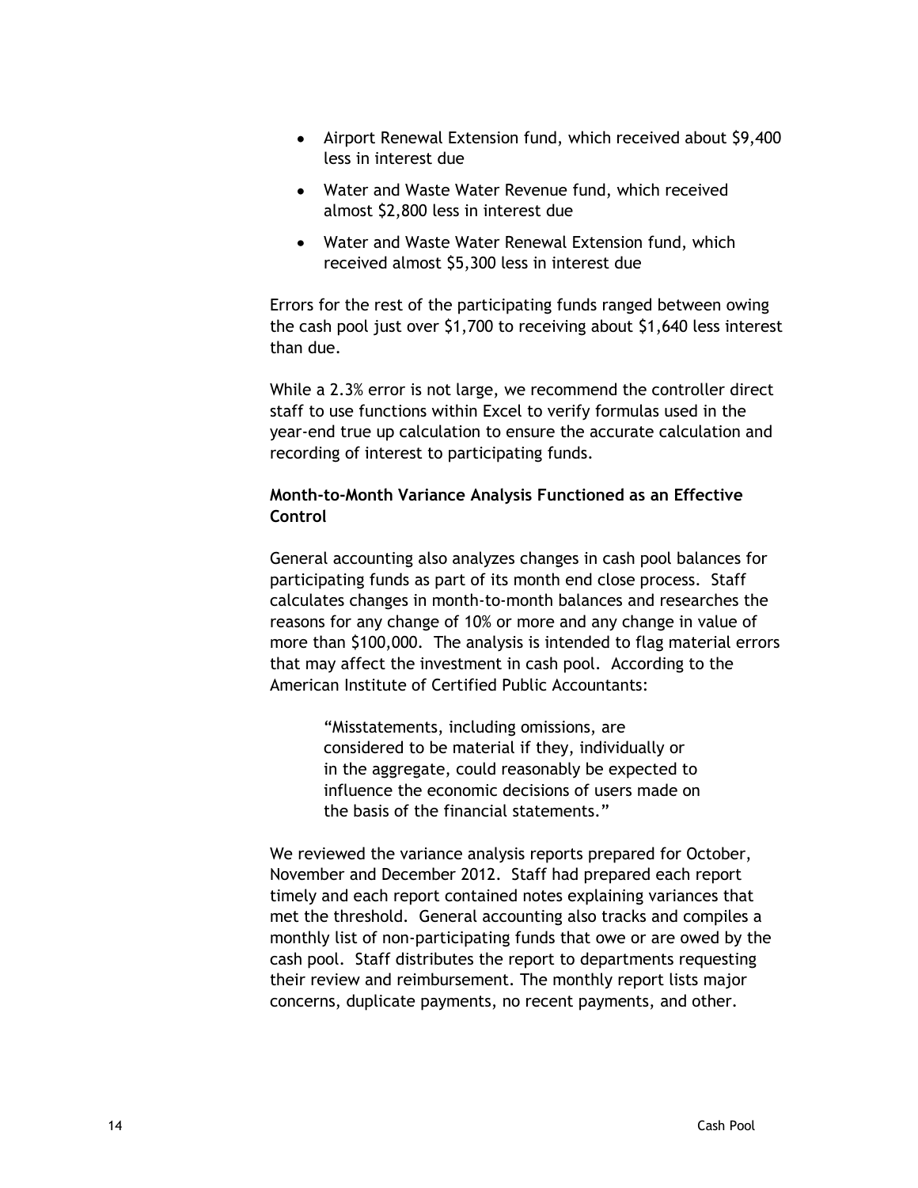- Airport Renewal Extension fund, which received about $9,400 less in interest due
- Water and Waste Water Revenue fund, which received almost $2,800 less in interest due
- Water and Waste Water Renewal Extension fund, which received almost $5,300 less in interest due

Errors for the rest of the participating funds ranged between owing the cash pool just over $1,700 to receiving about $1,640 less interest than due.

While a 2.3% error is not large, we recommend the controller direct staff to use functions within Excel to verify formulas used in the year-end true up calculation to ensure the accurate calculation and recording of interest to participating funds.

**Month-to-Month Variance Analysis Functioned as an Effective Control**

General accounting also analyzes changes in cash pool balances for participating funds as part of its month end close process. Staff calculates changes in month-to-month balances and researches the reasons for any change of 10% or more and any change in value of more than $100,000. The analysis is intended to flag material errors that may affect the investment in cash pool. According to the American Institute of Certified Public Accountants:

> "Misstatements, including omissions, are considered to be material if they, individually or in the aggregate, could reasonably be expected to influence the economic decisions of users made on the basis of the financial statements."

We reviewed the variance analysis reports prepared for October, November and December 2012. Staff had prepared each report timely and each report contained notes explaining variances that met the threshold. General accounting also tracks and compiles a monthly list of non-participating funds that owe or are owed by the cash pool. Staff distributes the report to departments requesting their review and reimbursement. The monthly report lists major concerns, duplicate payments, no recent payments, and other.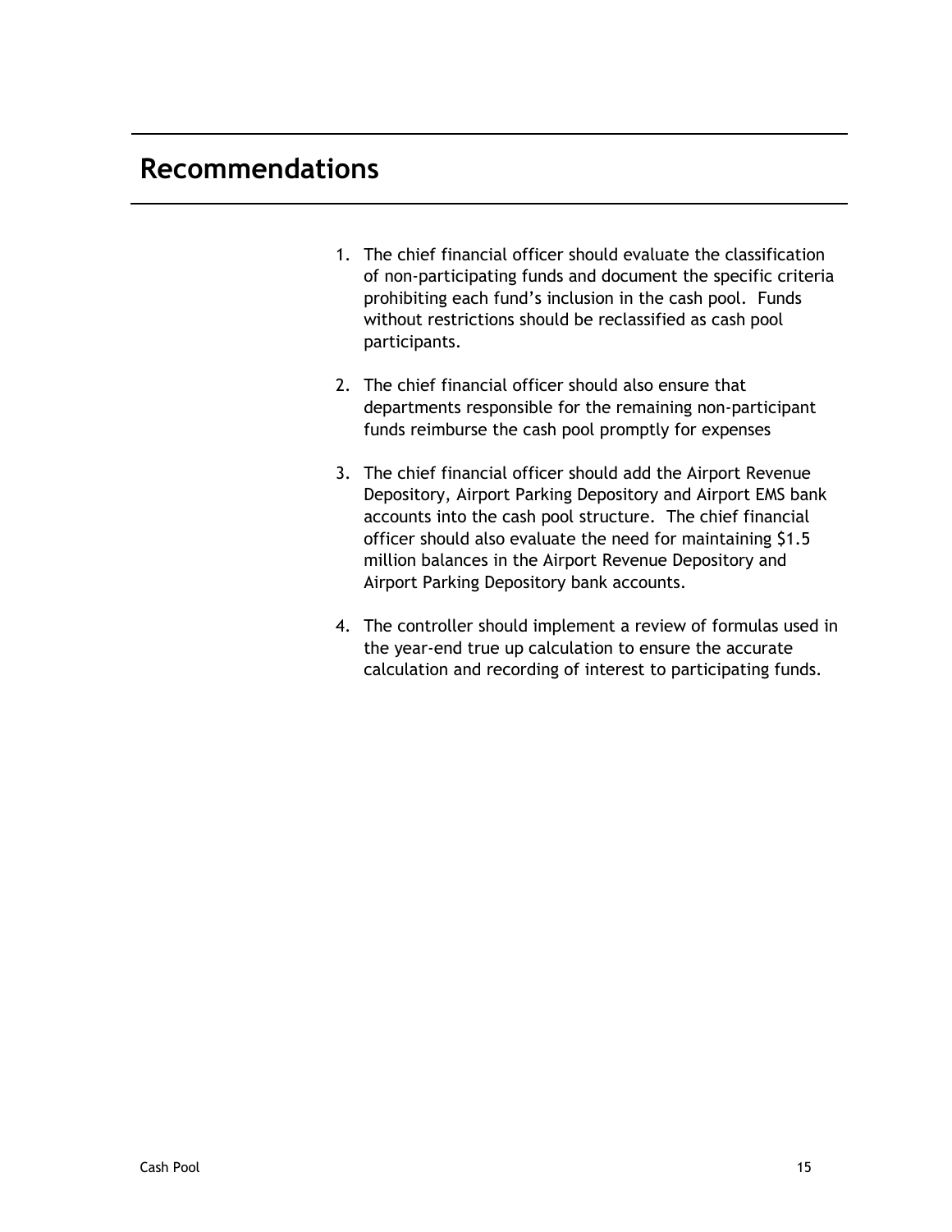## Recommendations

1. The chief financial officer should evaluate the classification of non-participating funds and document the specific criteria prohibiting each fund's inclusion in the cash pool. Funds without restrictions should be reclassified as cash pool participants.

2. The chief financial officer should also ensure that departments responsible for the remaining non-participant funds reimburse the cash pool promptly for expenses

3. The chief financial officer should add the Airport Revenue Depository, Airport Parking Depository and Airport EMS bank accounts into the cash pool structure. The chief financial officer should also evaluate the need for maintaining $1.5 million balances in the Airport Revenue Depository and Airport Parking Depository bank accounts.

4. The controller should implement a review of formulas used in the year-end true up calculation to ensure the accurate calculation and recording of interest to participating funds.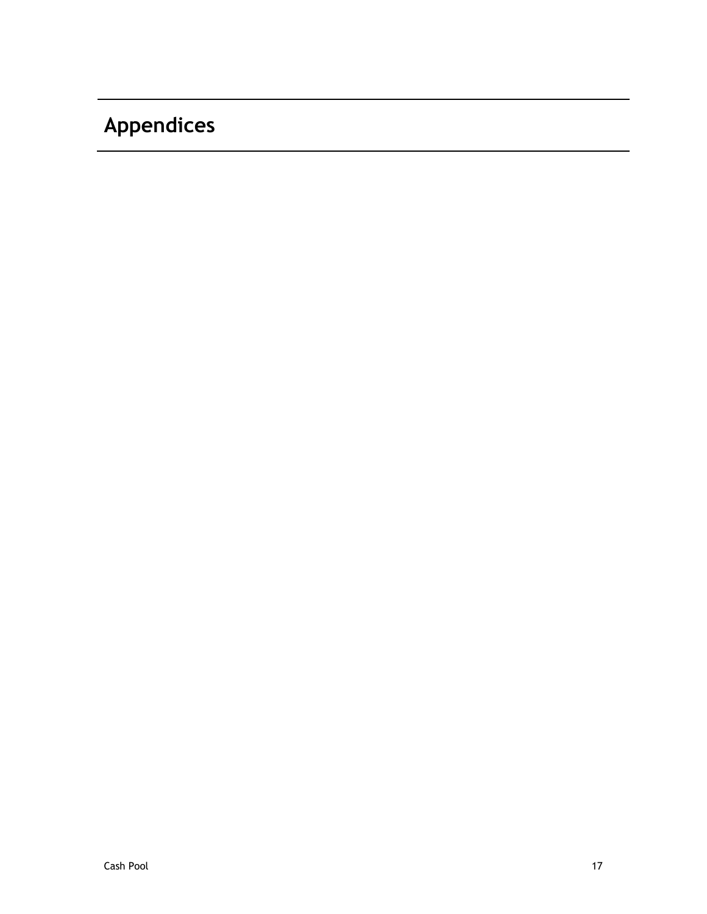# Appendices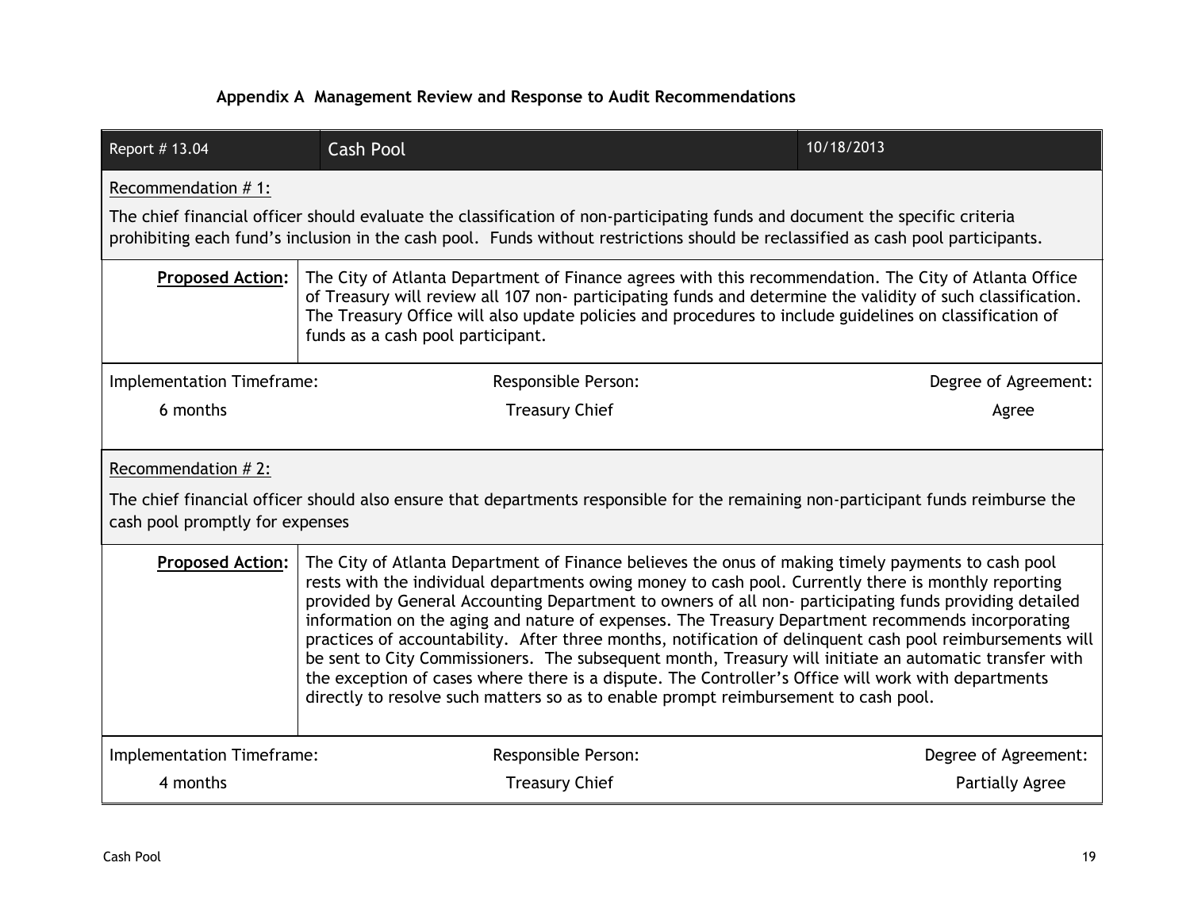## Appendix A Management Review and Response to Audit Recommendations

| Report # 13.04 | Cash Pool | 10/18/2013 |
|---|---|---|

Recommendation # 1:

The chief financial officer should evaluate the classification of non-participating funds and document the specific criteria prohibiting each fund's inclusion in the cash pool. Funds without restrictions should be reclassified as cash pool participants.

**Proposed Action:** The City of Atlanta Department of Finance agrees with this recommendation. The City of Atlanta Office of Treasury will review all 107 non- participating funds and determine the validity of such classification. The Treasury Office will also update policies and procedures to include guidelines on classification of funds as a cash pool participant.

| Implementation Timeframe: | Responsible Person: | Degree of Agreement: |
|---|---|---|
| 6 months | Treasury Chief | Agree |

Recommendation # 2:

The chief financial officer should also ensure that departments responsible for the remaining non-participant funds reimburse the cash pool promptly for expenses

**Proposed Action:** The City of Atlanta Department of Finance believes the onus of making timely payments to cash pool rests with the individual departments owing money to cash pool. Currently there is monthly reporting provided by General Accounting Department to owners of all non- participating funds providing detailed information on the aging and nature of expenses. The Treasury Department recommends incorporating practices of accountability. After three months, notification of delinquent cash pool reimbursements will be sent to City Commissioners. The subsequent month, Treasury will initiate an automatic transfer with the exception of cases where there is a dispute. The Controller's Office will work with departments directly to resolve such matters so as to enable prompt reimbursement to cash pool.

| Implementation Timeframe: | Responsible Person: | Degree of Agreement: |
|---|---|---|
| 4 months | Treasury Chief | Partially Agree |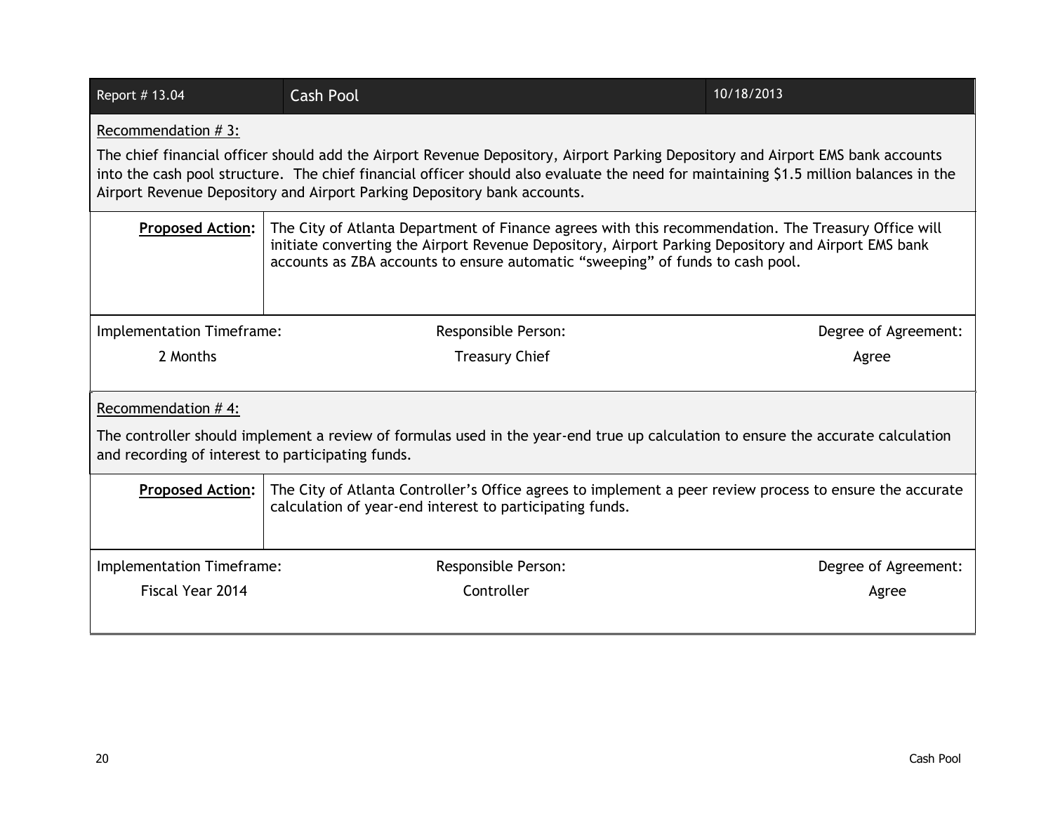| Report # 13.04 | Cash Pool | 10/18/2013 |
|---|---|---|

Recommendation # 3:

The chief financial officer should add the Airport Revenue Depository, Airport Parking Depository and Airport EMS bank accounts into the cash pool structure. The chief financial officer should also evaluate the need for maintaining $1.5 million balances in the Airport Revenue Depository and Airport Parking Depository bank accounts.

**Proposed Action:** The City of Atlanta Department of Finance agrees with this recommendation. The Treasury Office will initiate converting the Airport Revenue Depository, Airport Parking Depository and Airport EMS bank accounts as ZBA accounts to ensure automatic "sweeping" of funds to cash pool.

| Implementation Timeframe: | Responsible Person: | Degree of Agreement: |
|---|---|---|
| 2 Months | Treasury Chief | Agree |

Recommendation # 4:

The controller should implement a review of formulas used in the year-end true up calculation to ensure the accurate calculation and recording of interest to participating funds.

**Proposed Action:** The City of Atlanta Controller's Office agrees to implement a peer review process to ensure the accurate calculation of year-end interest to participating funds.

| Implementation Timeframe: | Responsible Person: | Degree of Agreement: |
|---|---|---|
| Fiscal Year 2014 | Controller | Agree |